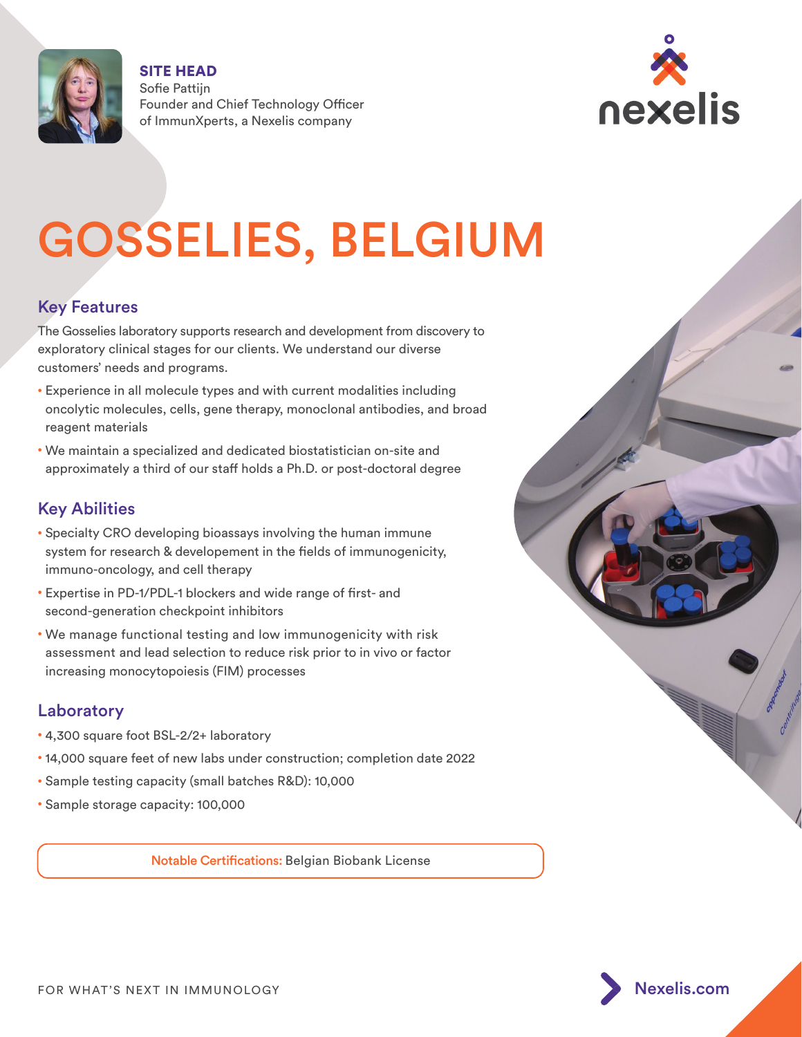**SITE HEAD**
Sofie Pattijn
Founder and Chief Technology Officer
of ImmunXperts, a Nexelis company

nexelis

# GOSSELIES, BELGIUM

## Key Features

The Gosselies laboratory supports research and development from discovery to exploratory clinical stages for our clients. We understand our diverse customers' needs and programs.

- Experience in all molecule types and with current modalities including oncolytic molecules, cells, gene therapy, monoclonal antibodies, and broad reagent materials
- We maintain a specialized and dedicated biostatistician on-site and approximately a third of our staff holds a Ph.D. or post-doctoral degree

## Key Abilities

- Specialty CRO developing bioassays involving the human immune system for research & developement in the fields of immunogenicity, immuno-oncology, and cell therapy
- Expertise in PD-1/PDL-1 blockers and wide range of first- and second-generation checkpoint inhibitors
- We manage functional testing and low immunogenicity with risk assessment and lead selection to reduce risk prior to in vivo or factor increasing monocytopoiesis (FIM) processes

## Laboratory

- 4,300 square foot BSL-2/2+ laboratory
- 14,000 square feet of new labs under construction; completion date 2022
- Sample testing capacity (small batches R&D): 10,000
- Sample storage capacity: 100,000

**Notable Certifications:** Belgian Biobank License

FOR WHAT'S NEXT IN IMMUNOLOGY

Nexelis.com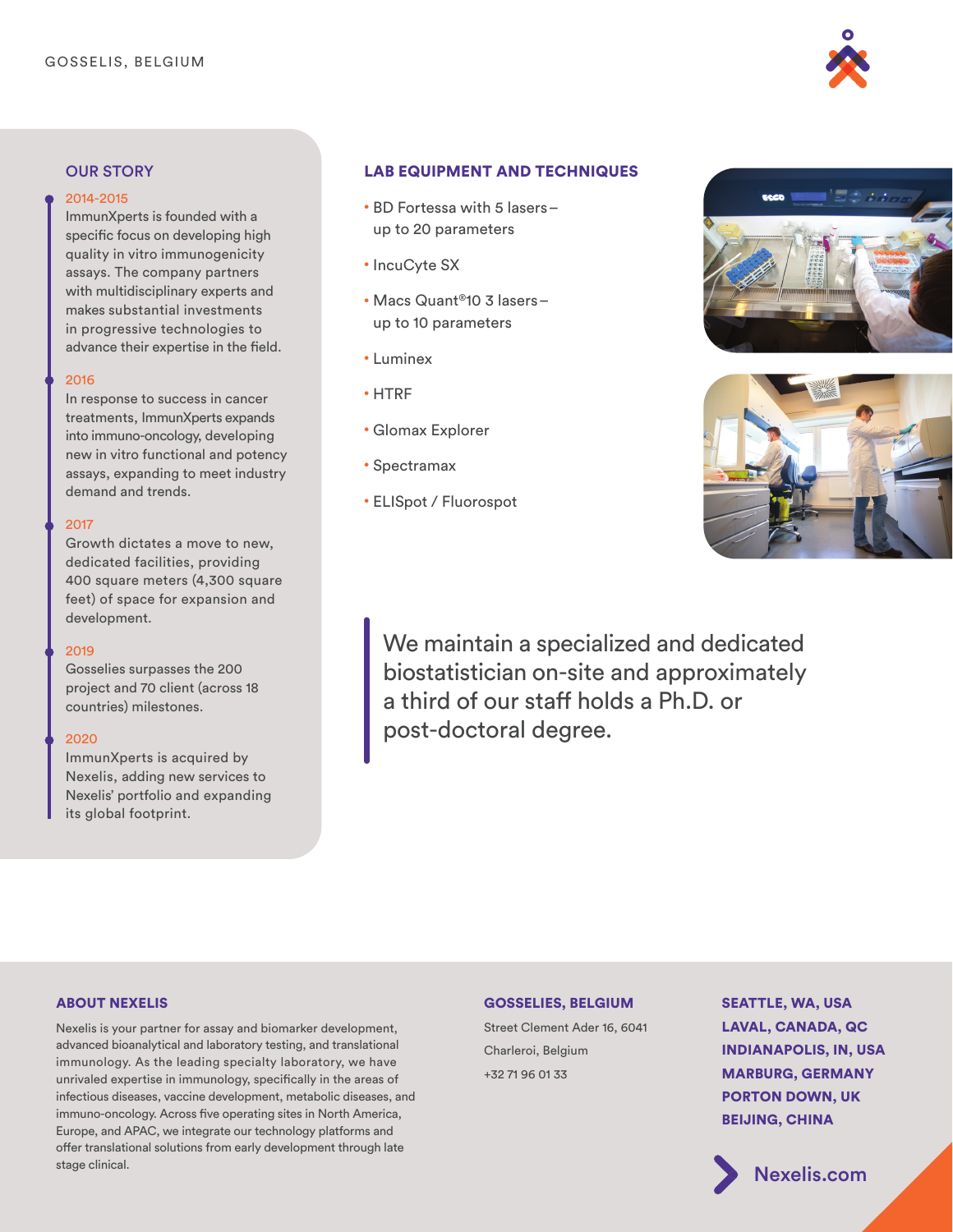GOSSELIS, BELGIUM

## OUR STORY

**2014-2015**
ImmunXperts is founded with a specific focus on developing high quality in vitro immunogenicity assays. The company partners with multidisciplinary experts and makes substantial investments in progressive technologies to advance their expertise in the field.

**2016**
In response to success in cancer treatments, ImmunXperts expands into immuno-oncology, developing new in vitro functional and potency assays, expanding to meet industry demand and trends.

**2017**
Growth dictates a move to new, dedicated facilities, providing 400 square meters (4,300 square feet) of space for expansion and development.

**2019**
Gosselies surpasses the 200 project and 70 client (across 18 countries) milestones.

**2020**
ImmunXperts is acquired by Nexelis, adding new services to Nexelis' portfolio and expanding its global footprint.

## LAB EQUIPMENT AND TECHNIQUES

- BD Fortessa with 5 lasers – up to 20 parameters
- IncuCyte SX
- Macs Quant®10 3 lasers – up to 10 parameters
- Luminex
- HTRF
- Glomax Explorer
- Spectramax
- ELISpot / Fluorospot

> We maintain a specialized and dedicated biostatistician on-site and approximately a third of our staff holds a Ph.D. or post-doctoral degree.

## ABOUT NEXELIS

Nexelis is your partner for assay and biomarker development, advanced bioanalytical and laboratory testing, and translational immunology. As the leading specialty laboratory, we have unrivaled expertise in immunology, specifically in the areas of infectious diseases, vaccine development, metabolic diseases, and immuno-oncology. Across five operating sites in North America, Europe, and APAC, we integrate our technology platforms and offer translational solutions from early development through late stage clinical.

**GOSSELIES, BELGIUM**
Street Clement Ader 16, 6041
Charleroi, Belgium
+32 71 96 01 33

**SEATTLE, WA, USA**
**LAVAL, CANADA, QC**
**INDIANAPOLIS, IN, USA**
**MARBURG, GERMANY**
**PORTON DOWN, UK**
**BEIJING, CHINA**

Nexelis.com